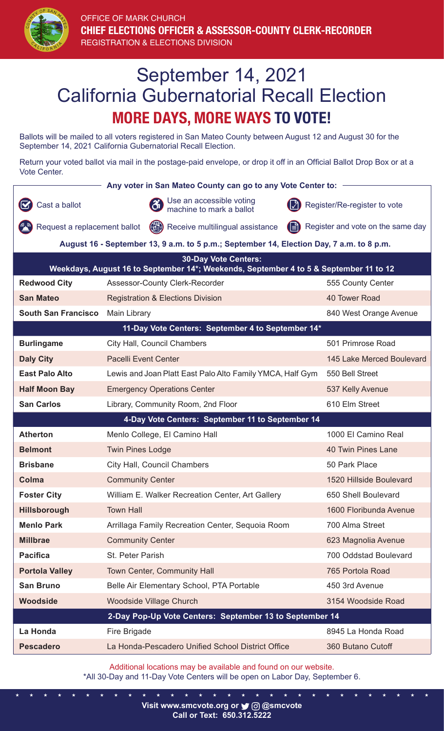OFFICE OF MARK CHURCH

**CHIEF ELECTIONS OFFICER & ASSESSOR-COUNTY CLERK-RECORDER**

REGISTRATION & ELECTIONS DIVISION

# September 14, 2021 California Gubernatorial Recall Election

## MORE DAYS, MORE WAYS TO VOTE!

Ballots will be mailed to all voters registered in San Mateo County between August 12 and August 30 for the September 14, 2021 California Gubernatorial Recall Election.

Return your voted ballot via mail in the postage-paid envelope, or drop it off in an Official Ballot Drop Box or at a Vote Center.

**Any voter in San Mateo County can go to any Vote Center to:**

- Cast a ballot
- Use an accessible voting machine to mark a ballot
- Register/Re-register to vote
- Request a replacement ballot
- Receive multilingual assistance
- Register and vote on the same day

**August 16 - September 13, 9 a.m. to 5 p.m.; September 14, Election Day, 7 a.m. to 8 p.m.**

| **30-Day Vote Centers:** Weekdays, August 16 to September 14*; Weekends, September 4 to 5 & September 11 to 12 | | |
|---|---|---|
| **Redwood City** | Assessor-County Clerk-Recorder | 555 County Center |
| **San Mateo** | Registration & Elections Division | 40 Tower Road |
| **South San Francisco** | Main Library | 840 West Orange Avenue |
| **11-Day Vote Centers: September 4 to September 14*** | | |
| **Burlingame** | City Hall, Council Chambers | 501 Primrose Road |
| **Daly City** | Pacelli Event Center | 145 Lake Merced Boulevard |
| **East Palo Alto** | Lewis and Joan Platt East Palo Alto Family YMCA, Half Gym | 550 Bell Street |
| **Half Moon Bay** | Emergency Operations Center | 537 Kelly Avenue |
| **San Carlos** | Library, Community Room, 2nd Floor | 610 Elm Street |
| **4-Day Vote Centers: September 11 to September 14** | | |
| **Atherton** | Menlo College, El Camino Hall | 1000 El Camino Real |
| **Belmont** | Twin Pines Lodge | 40 Twin Pines Lane |
| **Brisbane** | City Hall, Council Chambers | 50 Park Place |
| **Colma** | Community Center | 1520 Hillside Boulevard |
| **Foster City** | William E. Walker Recreation Center, Art Gallery | 650 Shell Boulevard |
| **Hillsborough** | Town Hall | 1600 Floribunda Avenue |
| **Menlo Park** | Arrillaga Family Recreation Center, Sequoia Room | 700 Alma Street |
| **Millbrae** | Community Center | 623 Magnolia Avenue |
| **Pacifica** | St. Peter Parish | 700 Oddstad Boulevard |
| **Portola Valley** | Town Center, Community Hall | 765 Portola Road |
| **San Bruno** | Belle Air Elementary School, PTA Portable | 450 3rd Avenue |
| **Woodside** | Woodside Village Church | 3154 Woodside Road |
| **2-Day Pop-Up Vote Centers: September 13 to September 14** | | |
| **La Honda** | Fire Brigade | 8945 La Honda Road |
| **Pescadero** | La Honda-Pescadero Unified School District Office | 360 Butano Cutoff |

Additional locations may be available and found on our website.
*All 30-Day and 11-Day Vote Centers will be open on Labor Day, September 6.

**Visit www.smcvote.org or @smcvote**
**Call or Text: 650.312.5222**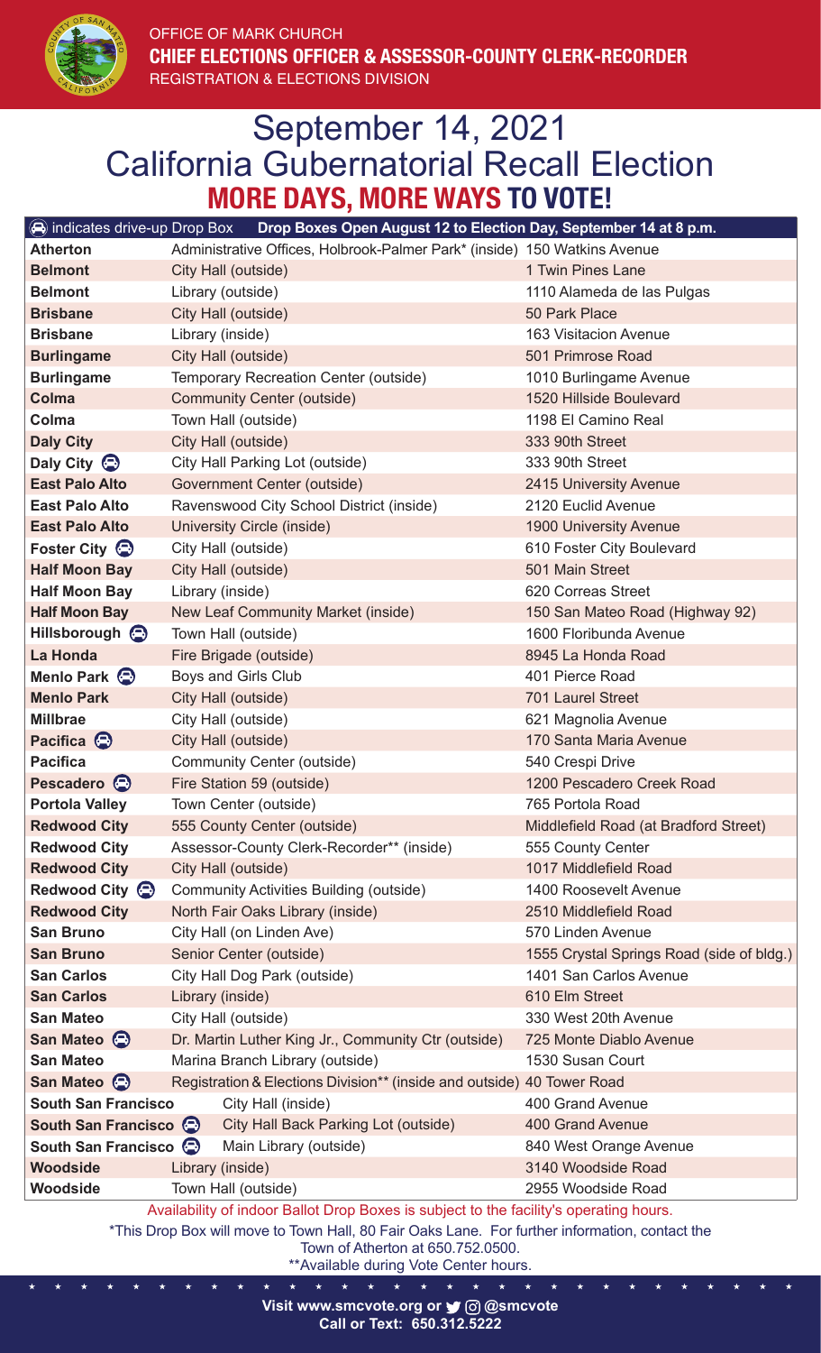OFFICE OF MARK CHURCH

**CHIEF ELECTIONS OFFICER & ASSESSOR-COUNTY CLERK-RECORDER**

REGISTRATION & ELECTIONS DIVISION

# September 14, 2021 California Gubernatorial Recall Election

## MORE DAYS, MORE WAYS TO VOTE!

| (drive-up icon) indicates drive-up Drop Box | Drop Boxes Open August 12 to Election Day, September 14 at 8 p.m. | |
|---|---|---|
| **Atherton** | Administrative Offices, Holbrook-Palmer Park* (inside) | 150 Watkins Avenue |
| **Belmont** | City Hall (outside) | 1 Twin Pines Lane |
| **Belmont** | Library (outside) | 1110 Alameda de las Pulgas |
| **Brisbane** | City Hall (outside) | 50 Park Place |
| **Brisbane** | Library (inside) | 163 Visitacion Avenue |
| **Burlingame** | City Hall (outside) | 501 Primrose Road |
| **Burlingame** | Temporary Recreation Center (outside) | 1010 Burlingame Avenue |
| **Colma** | Community Center (outside) | 1520 Hillside Boulevard |
| **Colma** | Town Hall (outside) | 1198 El Camino Real |
| **Daly City** | City Hall (outside) | 333 90th Street |
| **Daly City** (drive-up) | City Hall Parking Lot (outside) | 333 90th Street |
| **East Palo Alto** | Government Center (outside) | 2415 University Avenue |
| **East Palo Alto** | Ravenswood City School District (inside) | 2120 Euclid Avenue |
| **East Palo Alto** | University Circle (inside) | 1900 University Avenue |
| **Foster City** (drive-up) | City Hall (outside) | 610 Foster City Boulevard |
| **Half Moon Bay** | City Hall (outside) | 501 Main Street |
| **Half Moon Bay** | Library (inside) | 620 Correas Street |
| **Half Moon Bay** | New Leaf Community Market (inside) | 150 San Mateo Road (Highway 92) |
| **Hillsborough** (drive-up) | Town Hall (outside) | 1600 Floribunda Avenue |
| **La Honda** | Fire Brigade (outside) | 8945 La Honda Road |
| **Menlo Park** (drive-up) | Boys and Girls Club | 401 Pierce Road |
| **Menlo Park** | City Hall (outside) | 701 Laurel Street |
| **Millbrae** | City Hall (outside) | 621 Magnolia Avenue |
| **Pacifica** (drive-up) | City Hall (outside) | 170 Santa Maria Avenue |
| **Pacifica** | Community Center (outside) | 540 Crespi Drive |
| **Pescadero** (drive-up) | Fire Station 59 (outside) | 1200 Pescadero Creek Road |
| **Portola Valley** | Town Center (outside) | 765 Portola Road |
| **Redwood City** | 555 County Center (outside) | Middlefield Road (at Bradford Street) |
| **Redwood City** | Assessor-County Clerk-Recorder** (inside) | 555 County Center |
| **Redwood City** | City Hall (outside) | 1017 Middlefield Road |
| **Redwood City** (drive-up) | Community Activities Building (outside) | 1400 Roosevelt Avenue |
| **Redwood City** | North Fair Oaks Library (inside) | 2510 Middlefield Road |
| **San Bruno** | City Hall (on Linden Ave) | 570 Linden Avenue |
| **San Bruno** | Senior Center (outside) | 1555 Crystal Springs Road (side of bldg.) |
| **San Carlos** | City Hall Dog Park (outside) | 1401 San Carlos Avenue |
| **San Carlos** | Library (inside) | 610 Elm Street |
| **San Mateo** | City Hall (outside) | 330 West 20th Avenue |
| **San Mateo** (drive-up) | Dr. Martin Luther King Jr., Community Ctr (outside) | 725 Monte Diablo Avenue |
| **San Mateo** | Marina Branch Library (outside) | 1530 Susan Court |
| **San Mateo** (drive-up) | Registration & Elections Division** (inside and outside) | 40 Tower Road |
| **South San Francisco** | City Hall (inside) | 400 Grand Avenue |
| **South San Francisco** (drive-up) | City Hall Back Parking Lot (outside) | 400 Grand Avenue |
| **South San Francisco** (drive-up) | Main Library (outside) | 840 West Orange Avenue |
| **Woodside** | Library (inside) | 3140 Woodside Road |
| **Woodside** | Town Hall (outside) | 2955 Woodside Road |

Availability of indoor Ballot Drop Boxes is subject to the facility's operating hours.

*This Drop Box will move to Town Hall, 80 Fair Oaks Lane. For further information, contact the Town of Atherton at 650.752.0500.

**Available during Vote Center hours.

**Visit www.smcvote.org or @smcvote**

**Call or Text: 650.312.5222**